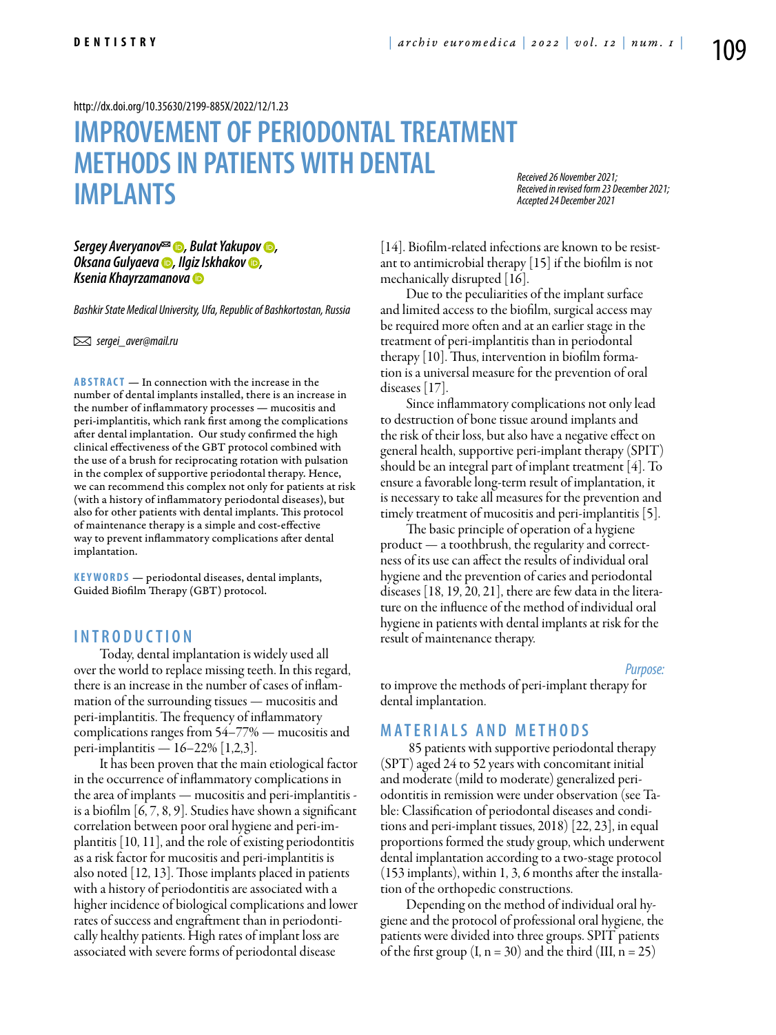http://dx.doi.org/10.35630/2199-885X/2022/12/1.23

# IMPROVEMENT OF PERIODONTAL TREATMENT METHODS IN PATIENTS WITH DENTAL IMPLANTS

*Received 26 November 2021;*
*Received in revised form 23 December 2021;*
*Accepted 24 December 2021*

***Sergey Averyanov✉, Bulat Yakupov, Oksana Gulyaeva, Ilgiz Iskhakov, Ksenia Khayrzamanova***

*Bashkir State Medical University, Ufa, Republic of Bashkortostan, Russia*

✉ *sergei_aver@mail.ru*

**ABSTRACT** — In connection with the increase in the number of dental implants installed, there is an increase in the number of inflammatory processes — mucositis and peri-implantitis, which rank first among the complications after dental implantation. Our study confirmed the high clinical effectiveness of the GBT protocol combined with the use of a brush for reciprocating rotation with pulsation in the complex of supportive periodontal therapy. Hence, we can recommend this complex not only for patients at risk (with a history of inflammatory periodontal diseases), but also for other patients with dental implants. This protocol of maintenance therapy is a simple and cost-effective way to prevent inflammatory complications after dental implantation.

**KEYWORDS** — periodontal diseases, dental implants, Guided Biofilm Therapy (GBT) protocol.

## INTRODUCTION

Today, dental implantation is widely used all over the world to replace missing teeth. In this regard, there is an increase in the number of cases of inflammation of the surrounding tissues — mucositis and peri-implantitis. The frequency of inflammatory complications ranges from 54–77% — mucositis and peri-implantitis — 16–22% [1,2,3].

It has been proven that the main etiological factor in the occurrence of inflammatory complications in the area of implants — mucositis and peri-implantitis - is a biofilm [6, 7, 8, 9]. Studies have shown a significant correlation between poor oral hygiene and peri-implantitis [10, 11], and the role of existing periodontitis as a risk factor for mucositis and peri-implantitis is also noted [12, 13]. Those implants placed in patients with a history of periodontitis are associated with a higher incidence of biological complications and lower rates of success and engraftment than in periodontically healthy patients. High rates of implant loss are associated with severe forms of periodontal disease [14]. Biofilm-related infections are known to be resistant to antimicrobial therapy [15] if the biofilm is not mechanically disrupted [16].

Due to the peculiarities of the implant surface and limited access to the biofilm, surgical access may be required more often and at an earlier stage in the treatment of peri-implantitis than in periodontal therapy [10]. Thus, intervention in biofilm formation is a universal measure for the prevention of oral diseases [17].

Since inflammatory complications not only lead to destruction of bone tissue around implants and the risk of their loss, but also have a negative effect on general health, supportive peri-implant therapy (SPIT) should be an integral part of implant treatment [4]. To ensure a favorable long-term result of implantation, it is necessary to take all measures for the prevention and timely treatment of mucositis and peri-implantitis [5].

The basic principle of operation of a hygiene product — a toothbrush, the regularity and correctness of its use can affect the results of individual oral hygiene and the prevention of caries and periodontal diseases [18, 19, 20, 21], there are few data in the literature on the influence of the method of individual oral hygiene in patients with dental implants at risk for the result of maintenance therapy.

*Purpose:* to improve the methods of peri-implant therapy for dental implantation.

## MATERIALS AND METHODS

85 patients with supportive periodontal therapy (SPT) aged 24 to 52 years with concomitant initial and moderate (mild to moderate) generalized periodontitis in remission were under observation (see Table: Classification of periodontal diseases and conditions and peri-implant tissues, 2018) [22, 23], in equal proportions formed the study group, which underwent dental implantation according to a two-stage protocol (153 implants), within 1, 3, 6 months after the installation of the orthopedic constructions.

Depending on the method of individual oral hygiene and the protocol of professional oral hygiene, the patients were divided into three groups. SPIT patients of the first group (I, n = 30) and the third (III, n = 25)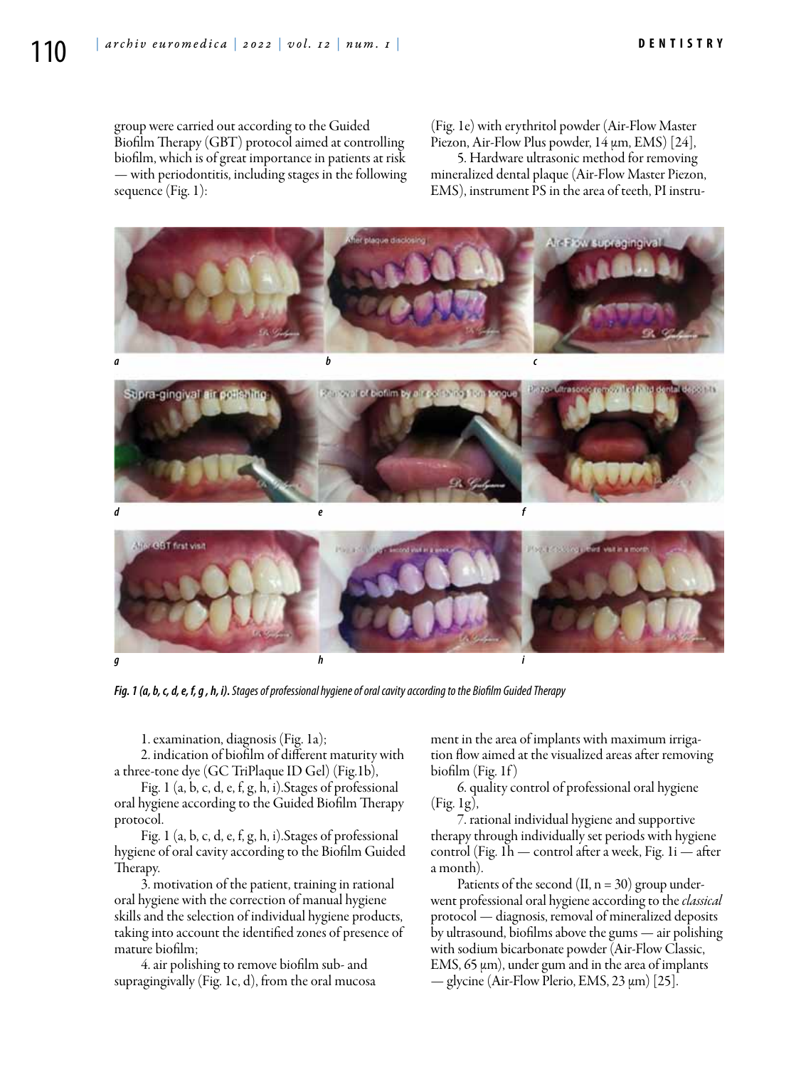group were carried out according to the Guided Biofilm Therapy (GBT) protocol aimed at controlling biofilm, which is of great importance in patients at risk — with periodontitis, including stages in the following sequence (Fig. 1):

1. examination, diagnosis (Fig. 1a);
2. indication of biofilm of different maturity with a three-tone dye (GC TriPlaque ID Gel) (Fig.1b),

Fig. 1 (a, b, c, d, e, f, g, h, i).Stages of professional oral hygiene according to the Guided Biofilm Therapy protocol.

Fig. 1 (a, b, c, d, e, f, g, h, i).Stages of professional hygiene of oral cavity according to the Biofilm Guided Therapy.

3. motivation of the patient, training in rational oral hygiene with the correction of manual hygiene skills and the selection of individual hygiene products, taking into account the identified zones of presence of mature biofilm;
4. air polishing to remove biofilm sub- and supragingivally (Fig. 1c, d), from the oral mucosa (Fig. 1e) with erythritol powder (Air-Flow Master Piezon, Air-Flow Plus powder, 14 μm, EMS) [24],
5. Hardware ultrasonic method for removing mineralized dental plaque (Air-Flow Master Piezon, EMS), instrument PS in the area of teeth, PI instrument in the area of implants with maximum irrigation flow aimed at the visualized areas after removing biofilm (Fig. 1f)
6. quality control of professional oral hygiene (Fig. 1g),
7. rational individual hygiene and supportive therapy through individually set periods with hygiene control (Fig. 1h — control after a week, Fig. 1i — after a month).

*Fig. 1 (a, b, c, d, e, f, g , h, i). Stages of professional hygiene of oral cavity according to the Biofilm Guided Therapy*

Patients of the second (II, n = 30) group underwent professional oral hygiene according to the *classical* protocol — diagnosis, removal of mineralized deposits by ultrasound, biofilms above the gums — air polishing with sodium bicarbonate powder (Air-Flow Classic, EMS, 65 μm), under gum and in the area of implants — glycine (Air-Flow Plerio, EMS, 23 μm) [25].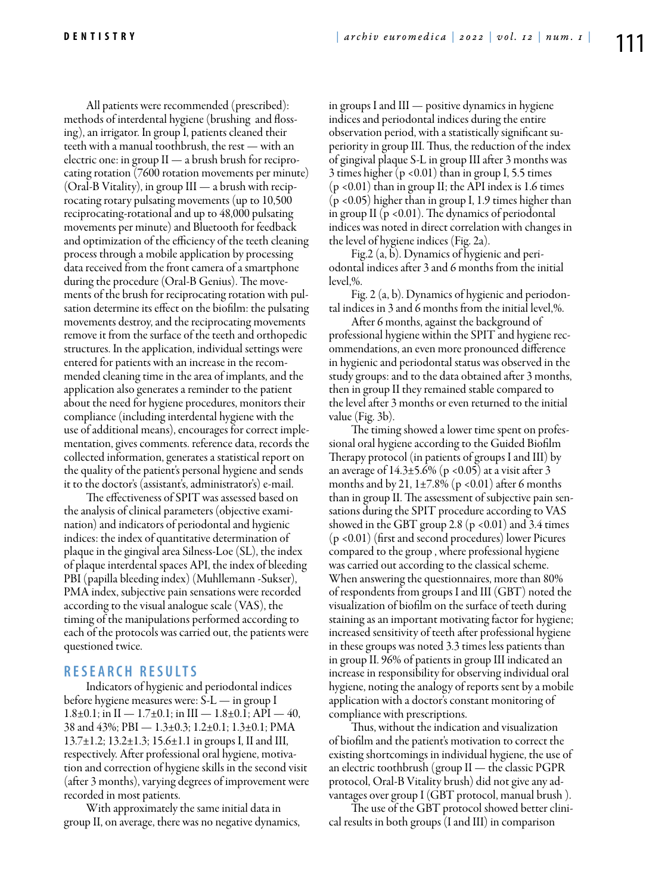All patients were recommended (prescribed): methods of interdental hygiene (brushing and flossing), an irrigator. In group I, patients cleaned their teeth with a manual toothbrush, the rest — with an electric one: in group II — a brush brush for reciprocating rotation (7600 rotation movements per minute) (Oral-B Vitality), in group III — a brush with reciprocating rotary pulsating movements (up to 10,500 reciprocating-rotational and up to 48,000 pulsating movements per minute) and Bluetooth for feedback and optimization of the efficiency of the teeth cleaning process through a mobile application by processing data received from the front camera of a smartphone during the procedure (Oral-B Genius). The movements of the brush for reciprocating rotation with pulsation determine its effect on the biofilm: the pulsating movements destroy, and the reciprocating movements remove it from the surface of the teeth and orthopedic structures. In the application, individual settings were entered for patients with an increase in the recommended cleaning time in the area of implants, and the application also generates a reminder to the patient about the need for hygiene procedures, monitors their compliance (including interdental hygiene with the use of additional means), encourages for correct implementation, gives comments. reference data, records the collected information, generates a statistical report on the quality of the patient's personal hygiene and sends it to the doctor's (assistant's, administrator's) e-mail.

The effectiveness of SPIT was assessed based on the analysis of clinical parameters (objective examination) and indicators of periodontal and hygienic indices: the index of quantitative determination of plaque in the gingival area Silness-Loe (SL), the index of plaque interdental spaces API, the index of bleeding PBI (papilla bleeding index) (Muhllemann -Sukser), PMA index, subjective pain sensations were recorded according to the visual analogue scale (VAS), the timing of the manipulations performed according to each of the protocols was carried out, the patients were questioned twice.

## RESEARCH RESULTS

Indicators of hygienic and periodontal indices before hygiene measures were: S-L — in group I 1.8±0.1; in II — 1.7±0.1; in III — 1.8±0.1; API — 40, 38 and 43%; PBI — 1.3±0.3; 1.2±0.1; 1.3±0.1; PMA 13.7±1.2; 13.2±1.3; 15.6±1.1 in groups I, II and III, respectively. After professional oral hygiene, motivation and correction of hygiene skills in the second visit (after 3 months), varying degrees of improvement were recorded in most patients.

With approximately the same initial data in group II, on average, there was no negative dynamics, in groups I and III — positive dynamics in hygiene indices and periodontal indices during the entire observation period, with a statistically significant superiority in group III. Thus, the reduction of the index of gingival plaque S-L in group III after 3 months was 3 times higher ($p < 0.01$) than in group I, 5.5 times ($p < 0.01$) than in group II; the API index is 1.6 times ($p < 0.05$) higher than in group I, 1.9 times higher than in group II ($p < 0.01$). The dynamics of periodontal indices was noted in direct correlation with changes in the level of hygiene indices (Fig. 2a).

Fig.2 (a, b). Dynamics of hygienic and periodontal indices after 3 and 6 months from the initial level,%.

Fig. 2 (a, b). Dynamics of hygienic and periodontal indices in 3 and 6 months from the initial level,%.

After 6 months, against the background of professional hygiene within the SPIT and hygiene recommendations, an even more pronounced difference in hygienic and periodontal status was observed in the study groups: and to the data obtained after 3 months, then in group II they remained stable compared to the level after 3 months or even returned to the initial value (Fig. 3b).

The timing showed a lower time spent on professional oral hygiene according to the Guided Biofilm Therapy protocol (in patients of groups I and III) by an average of 14.3±5.6% ($p < 0.05$) at a visit after 3 months and by 21, 1±7.8% ($p < 0.01$) after 6 months than in group II. The assessment of subjective pain sensations during the SPIT procedure according to VAS showed in the GBT group 2.8 ($p < 0.01$) and 3.4 times ($p < 0.01$) (first and second procedures) lower Picures compared to the group , where professional hygiene was carried out according to the classical scheme. When answering the questionnaires, more than 80% of respondents from groups I and III (GBT) noted the visualization of biofilm on the surface of teeth during staining as an important motivating factor for hygiene; increased sensitivity of teeth after professional hygiene in these groups was noted 3.3 times less patients than in group II. 96% of patients in group III indicated an increase in responsibility for observing individual oral hygiene, noting the analogy of reports sent by a mobile application with a doctor's constant monitoring of compliance with prescriptions.

Thus, without the indication and visualization of biofilm and the patient's motivation to correct the existing shortcomings in individual hygiene, the use of an electric toothbrush (group II — the classic PGPR protocol, Oral-B Vitality brush) did not give any advantages over group I (GBT protocol, manual brush ).

The use of the GBT protocol showed better clinical results in both groups (I and III) in comparison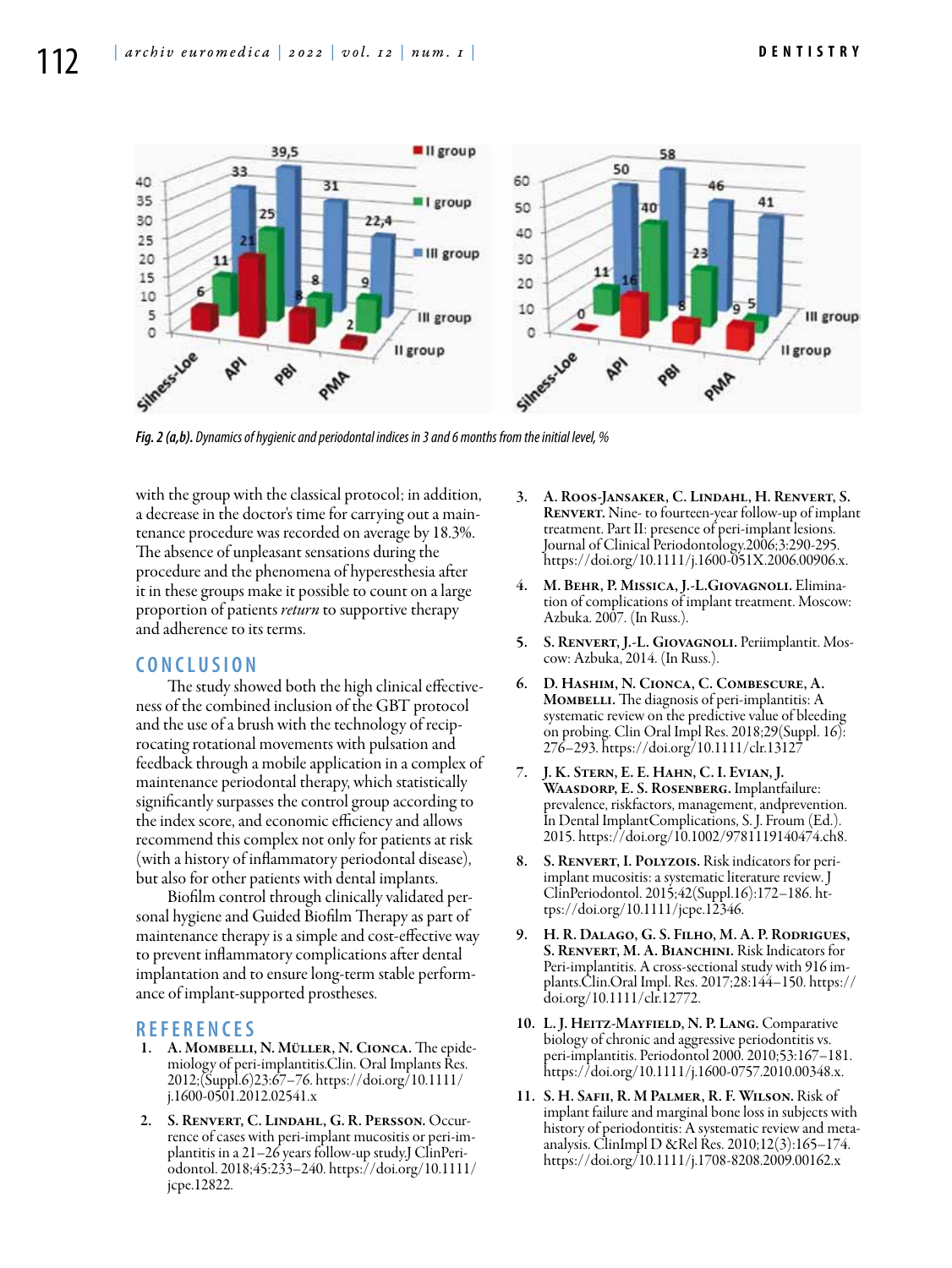*Fig. 2 (a,b). Dynamics of hygienic and periodontal indices in 3 and 6 months from the initial level, %*

with the group with the classical protocol; in addition, a decrease in the doctor's time for carrying out a maintenance procedure was recorded on average by 18.3%. The absence of unpleasant sensations during the procedure and the phenomena of hyperesthesia after it in these groups make it possible to count on a large proportion of patients *return* to supportive therapy and adherence to its terms.

## CONCLUSION

The study showed both the high clinical effectiveness of the combined inclusion of the GBT protocol and the use of a brush with the technology of reciprocating rotational movements with pulsation and feedback through a mobile application in a complex of maintenance periodontal therapy, which statistically significantly surpasses the control group according to the index score, and economic efficiency and allows recommend this complex not only for patients at risk (with a history of inflammatory periodontal disease), but also for other patients with dental implants.

Biofilm control through clinically validated personal hygiene and Guided Biofilm Therapy as part of maintenance therapy is a simple and cost-effective way to prevent inflammatory complications after dental implantation and to ensure long-term stable performance of implant-supported prostheses.

## REFERENCES

1. **A. Mombelli, N. Müller, N. Cionca.** The epidemiology of peri-implantitis.Clin. Oral Implants Res. 2012;(Suppl.6)23:67–76. https://doi.org/10.1111/j.1600-0501.2012.02541.x
2. **S. Renvert, C. Lindahl, G. R. Persson.** Occurrence of cases with peri-implant mucositis or peri-implantitis in a 21–26 years follow-up study.J ClinPeriodontol. 2018;45:233–240. https://doi.org/10.1111/jcpe.12822.
3. **A. Roos-Jansaker, C. Lindahl, H. Renvert, S. Renvert.** Nine- to fourteen-year follow-up of implant treatment. Part II: presence of peri-implant lesions. Journal of Clinical Periodontology.2006;3:290-295. https://doi.org/10.1111/j.1600-051X.2006.00906.x.
4. **M. Behr, P. Missica, J.-L.Giovagnoli.** Elimination of complications of implant treatment. Moscow: Azbuka. 2007. (In Russ.).
5. **S. Renvert, J.-L. Giovagnoli.** Periimplantit. Moscow: Azbuka, 2014. (In Russ.).
6. **D. Hashim, N. Cionca, C. Combescure, A. Mombelli.** The diagnosis of peri-implantitis: A systematic review on the predictive value of bleeding on probing. Clin Oral Impl Res. 2018;29(Suppl. 16): 276–293. https://doi.org/10.1111/clr.13127
7. **J. K. Stern, E. E. Hahn, C. I. Evian, J. Waasdorp, E. S. Rosenberg.** Implantfailure: prevalence, riskfactors, management, andprevention. In Dental ImplantComplications, S. J. Froum (Ed.). 2015. https://doi.org/10.1002/9781119140474.ch8.
8. **S. Renvert, I. Polyzois.** Risk indicators for peri-implant mucositis: a systematic literature review. J ClinPeriodontol. 2015;42(Suppl.16):172–186. https://doi.org/10.1111/jcpe.12346.
9. **H. R. Dalago, G. S. Filho, M. A. P. Rodrigues, S. Renvert, M. A. Bianchini.** Risk Indicators for Peri-implantitis. A cross-sectional study with 916 implants.Clin.Oral Impl. Res. 2017;28:144–150. https://doi.org/10.1111/clr.12772.
10. **L. J. Heitz-Mayfield, N. P. Lang.** Comparative biology of chronic and aggressive periodontitis vs. peri-implantitis. Periodontol 2000. 2010;53:167–181. https://doi.org/10.1111/j.1600-0757.2010.00348.x.
11. **S. H. Safii, R. M Palmer, R. F. Wilson.** Risk of implant failure and marginal bone loss in subjects with history of periodontitis: A systematic review and meta-analysis. ClinImpl D &Rel Res. 2010;12(3):165–174. https://doi.org/10.1111/j.1708-8208.2009.00162.x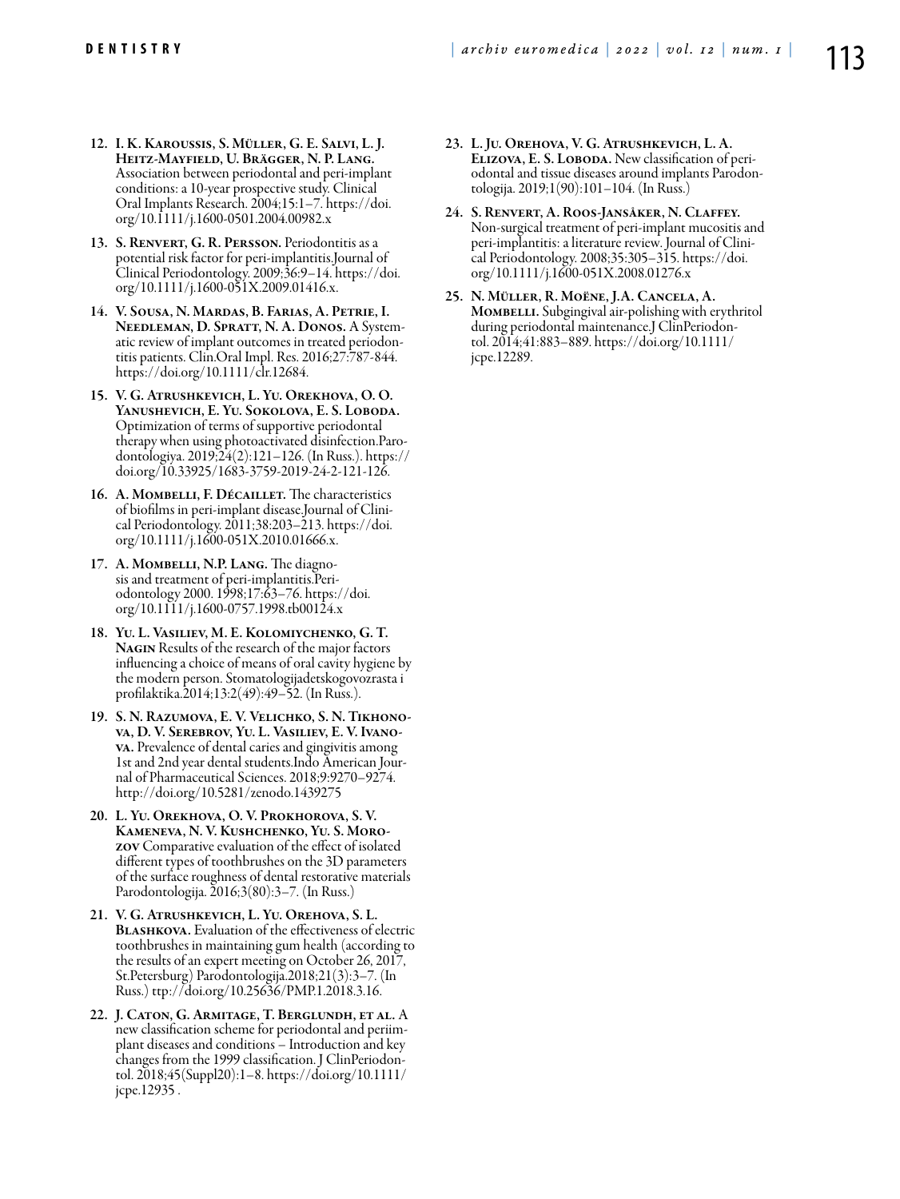12. **I. K. Karoussis, S. Müller, G. E. Salvi, L. J. Heitz-Mayfield, U. Brägger, N. P. Lang.** Association between periodontal and peri-implant conditions: a 10-year prospective study. Clinical Oral Implants Research. 2004;15:1–7. https://doi.org/10.1111/j.1600-0501.2004.00982.x

13. **S. Renvert, G. R. Persson.** Periodontitis as a potential risk factor for peri-implantitis.Journal of Clinical Periodontology. 2009;36:9–14. https://doi.org/10.1111/j.1600-051X.2009.01416.x.

14. **V. Sousa, N. Mardas, B. Farias, A. Petrie, I. Needleman, D. Spratt, N. A. Donos.** A Systematic review of implant outcomes in treated periodontitis patients. Clin.Oral Impl. Res. 2016;27:787-844. https://doi.org/10.1111/clr.12684.

15. **V. G. Atrushkevich, L. Yu. Orekhova, O. O. Yanushevich, E. Yu. Sokolova, E. S. Loboda.** Optimization of terms of supportive periodontal therapy when using photoactivated disinfection.Parodontologiya. 2019;24(2):121–126. (In Russ.). https://doi.org/10.33925/1683-3759-2019-24-2-121-126.

16. **A. Mombelli, F. Décaillet.** The characteristics of biofilms in peri-implant disease.Journal of Clinical Periodontology. 2011;38:203–213. https://doi.org/10.1111/j.1600-051X.2010.01666.x.

17. **A. Mombelli, N.P. Lang.** The diagnosis and treatment of peri-implantitis.Periodontology 2000. 1998;17:63–76. https://doi.org/10.1111/j.1600-0757.1998.tb00124.x

18. **Yu. L. Vasiliev, M. E. Kolomiychenko, G. T. Nagin** Results of the research of the major factors influencing a choice of means of oral cavity hygiene by the modern person. Stomatologijadetskogovozrasta i profilaktika.2014;13:2(49):49–52. (In Russ.).

19. **S. N. Razumova, E. V. Velichko, S. N. Tikhonova, D. V. Serebrov, Yu. L. Vasiliev, E. V. Ivanova.** Prevalence of dental caries and gingivitis among 1st and 2nd year dental students.Indo American Journal of Pharmaceutical Sciences. 2018;9:9270–9274. http://doi.org/10.5281/zenodo.1439275

20. **L. Yu. Orekhova, O. V. Prokhorova, S. V. Kameneva, N. V. Kushchenko, Yu. S. Morozov** Comparative evaluation of the effect of isolated different types of toothbrushes on the 3D parameters of the surface roughness of dental restorative materials Parodontologija. 2016;3(80):3–7. (In Russ.)

21. **V. G. Atrushkevich, L. Yu. Orehova, S. L. Blashkova.** Evaluation of the effectiveness of electric toothbrushes in maintaining gum health (according to the results of an expert meeting on October 26, 2017, St.Petersburg) Parodontologija.2018;21(3):3–7. (In Russ.) ttp://doi.org/10.25636/PMP.1.2018.3.16.

22. **J. Caton, G. Armitage, T. Berglundh, et al.** A new classification scheme for periodontal and periimplant diseases and conditions – Introduction and key changes from the 1999 classification. J ClinPeriodontol. 2018;45(Suppl20):1–8. https://doi.org/10.1111/jcpe.12935 .

23. **L. Ju. Orehova, V. G. Atrushkevich, L. A. Elizova, E. S. Loboda.** New classification of periodontal and tissue diseases around implants Parodontologija. 2019;1(90):101–104. (In Russ.)

24. **S. Renvert, A. Roos-Jansåker, N. Claffey.** Non-surgical treatment of peri-implant mucositis and peri-implantitis: a literature review. Journal of Clinical Periodontology. 2008;35:305–315. https://doi.org/10.1111/j.1600-051X.2008.01276.x

25. **N. Müller, R. Moëne, J.A. Cancela, A. Mombelli.** Subgingival air-polishing with erythritol during periodontal maintenance.J ClinPeriodontol. 2014;41:883–889. https://doi.org/10.1111/jcpe.12289.